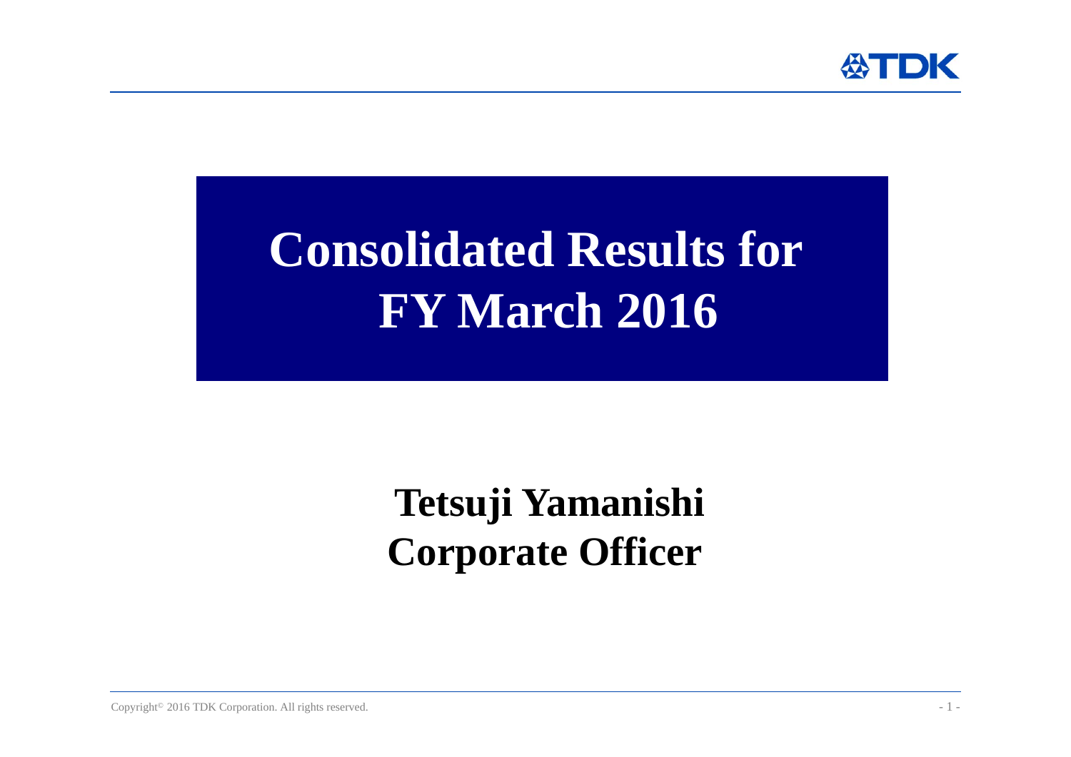# Consolidated Results for FY March 2016

**Tetsuji Yamanishi**
**Corporate Officer**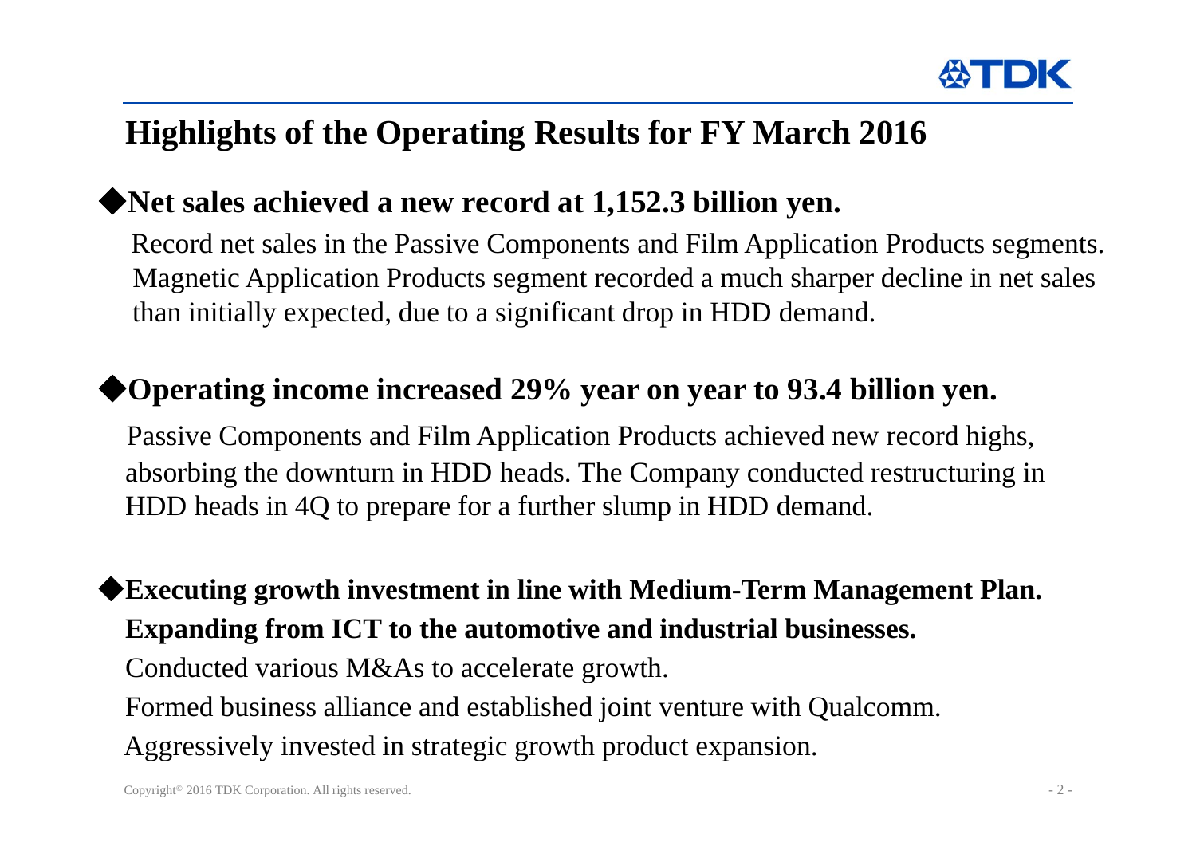# Highlights of the Operating Results for FY March 2016

◆**Net sales achieved a new record at 1,152.3 billion yen.**

Record net sales in the Passive Components and Film Application Products segments. Magnetic Application Products segment recorded a much sharper decline in net sales than initially expected, due to a significant drop in HDD demand.

◆**Operating income increased 29% year on year to 93.4 billion yen.**

Passive Components and Film Application Products achieved new record highs, absorbing the downturn in HDD heads. The Company conducted restructuring in HDD heads in 4Q to prepare for a further slump in HDD demand.

◆**Executing growth investment in line with Medium-Term Management Plan. Expanding from ICT to the automotive and industrial businesses.**

Conducted various M&As to accelerate growth.

Formed business alliance and established joint venture with Qualcomm.

Aggressively invested in strategic growth product expansion.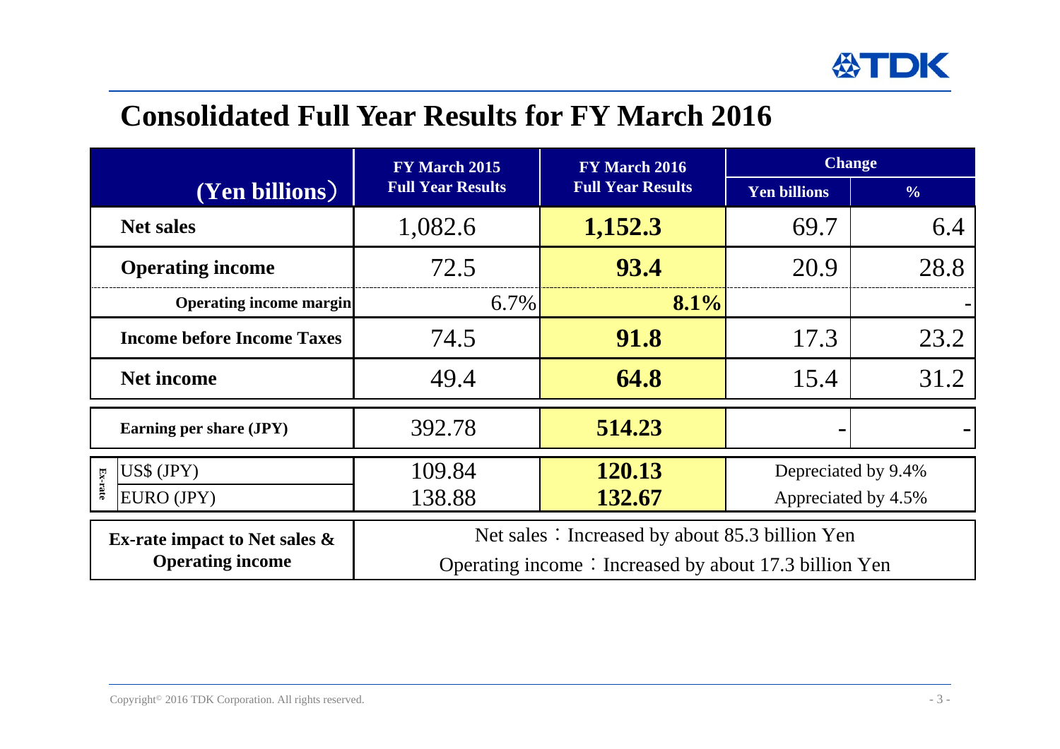# Consolidated Full Year Results for FY March 2016

| (Yen billions) | | FY March 2015 Full Year Results | FY March 2016 Full Year Results | Change | |
|---|---|---|---|---|---|
| | | | | Yen billions | % |
| Net sales | | 1,082.6 | **1,152.3** | 69.7 | 6.4 |
| Operating income | | 72.5 | **93.4** | 20.9 | 28.8 |
| Operating income margin | | 6.7% | **8.1%** | | - |
| Income before Income Taxes | | 74.5 | **91.8** | 17.3 | 23.2 |
| Net income | | 49.4 | **64.8** | 15.4 | 31.2 |
| Earning per share (JPY) | | 392.78 | **514.23** | - | - |
| Ex-rate | US$ (JPY) | 109.84 | **120.13** | Depreciated by 9.4% | |
| | EURO (JPY) | 138.88 | **132.67** | Appreciated by 4.5% | |
| Ex-rate impact to Net sales & Operating income | | Net sales：Increased by about 85.3 billion Yen<br>Operating income：Increased by about 17.3 billion Yen | | | |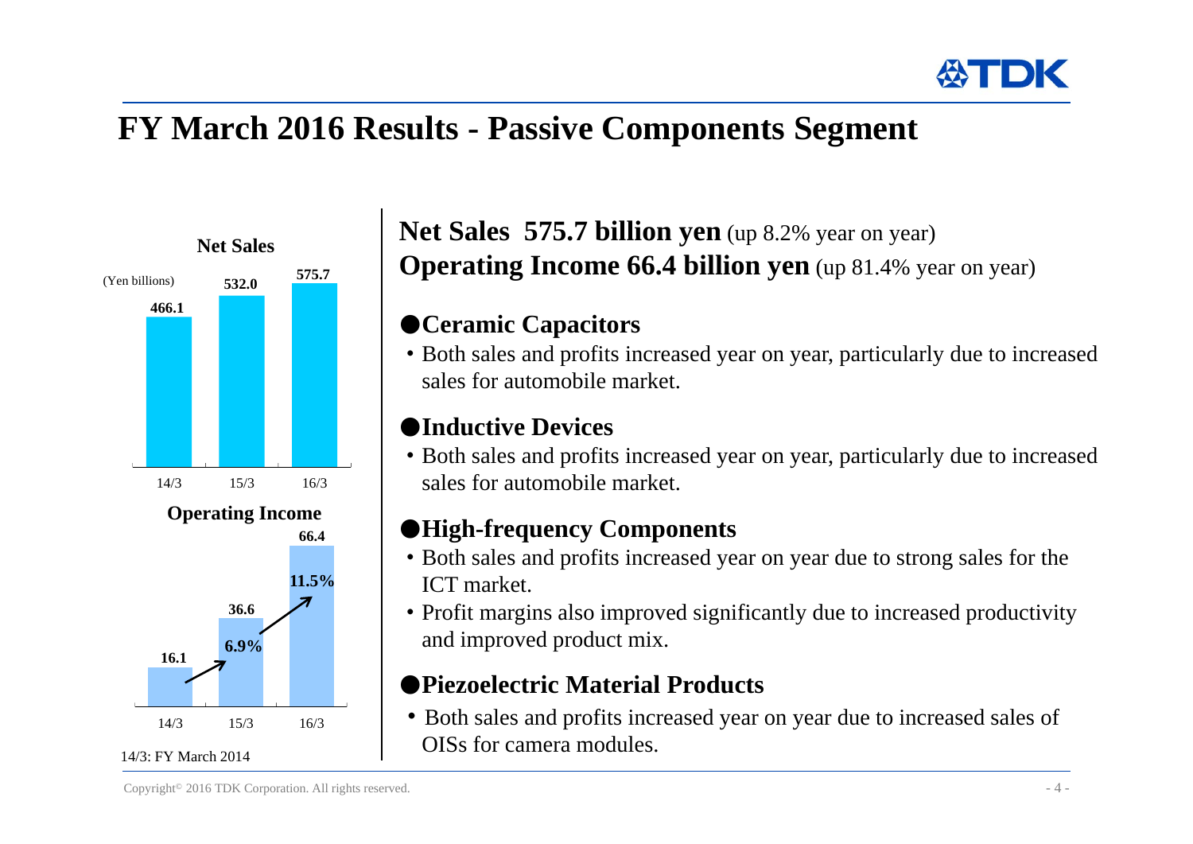# FY March 2016 Results - Passive Components Segment

**Net Sales**

(Yen billions)

| | 14/3 | 15/3 | 16/3 |
|---|---|---|---|
| Net Sales | 466.1 | 532.0 | 575.7 |

**Operating Income**

| | 14/3 | 15/3 | 16/3 |
|---|---|---|---|
| Operating Income | 16.1 | 36.6 | 66.4 |
| Operating margin | | 6.9% | 11.5% |

14/3: FY March 2014

**Net Sales 575.7 billion yen** (up 8.2% year on year)
**Operating Income 66.4 billion yen** (up 81.4% year on year)

## ●Ceramic Capacitors

- Both sales and profits increased year on year, particularly due to increased sales for automobile market.

## ●Inductive Devices

- Both sales and profits increased year on year, particularly due to increased sales for automobile market.

## ●High-frequency Components

- Both sales and profits increased year on year due to strong sales for the ICT market.
- Profit margins also improved significantly due to increased productivity and improved product mix.

## ●Piezoelectric Material Products

- Both sales and profits increased year on year due to increased sales of OISs for camera modules.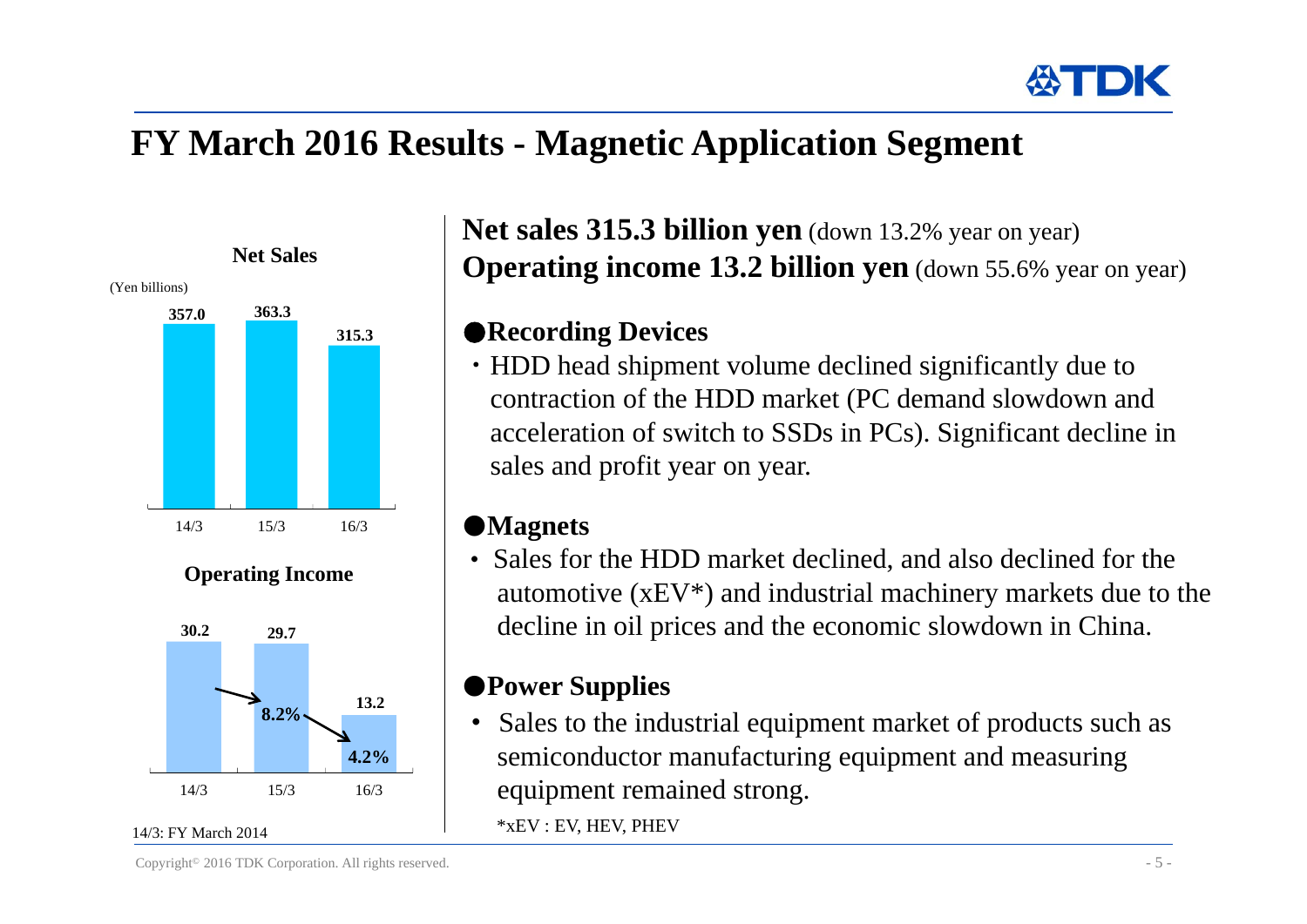# FY March 2016 Results - Magnetic Application Segment

**Net Sales**

(Yen billions)

| | 14/3 | 15/3 | 16/3 |
|---|---|---|---|
| Net Sales | 357.0 | 363.3 | 315.3 |

**Operating Income**

| | 14/3 | 15/3 | 16/3 |
|---|---|---|---|
| Operating Income | 30.2 | 29.7 | 13.2 |
| Operating margin | | 8.2% | 4.2% |

14/3: FY March 2014

**Net sales 315.3 billion yen** (down 13.2% year on year)
**Operating income 13.2 billion yen** (down 55.6% year on year)

### ●Recording Devices

- HDD head shipment volume declined significantly due to contraction of the HDD market (PC demand slowdown and acceleration of switch to SSDs in PCs). Significant decline in sales and profit year on year.

### ●Magnets

- Sales for the HDD market declined, and also declined for the automotive (xEV*) and industrial machinery markets due to the decline in oil prices and the economic slowdown in China.

### ●Power Supplies

- Sales to the industrial equipment market of products such as semiconductor manufacturing equipment and measuring equipment remained strong.

*xEV : EV, HEV, PHEV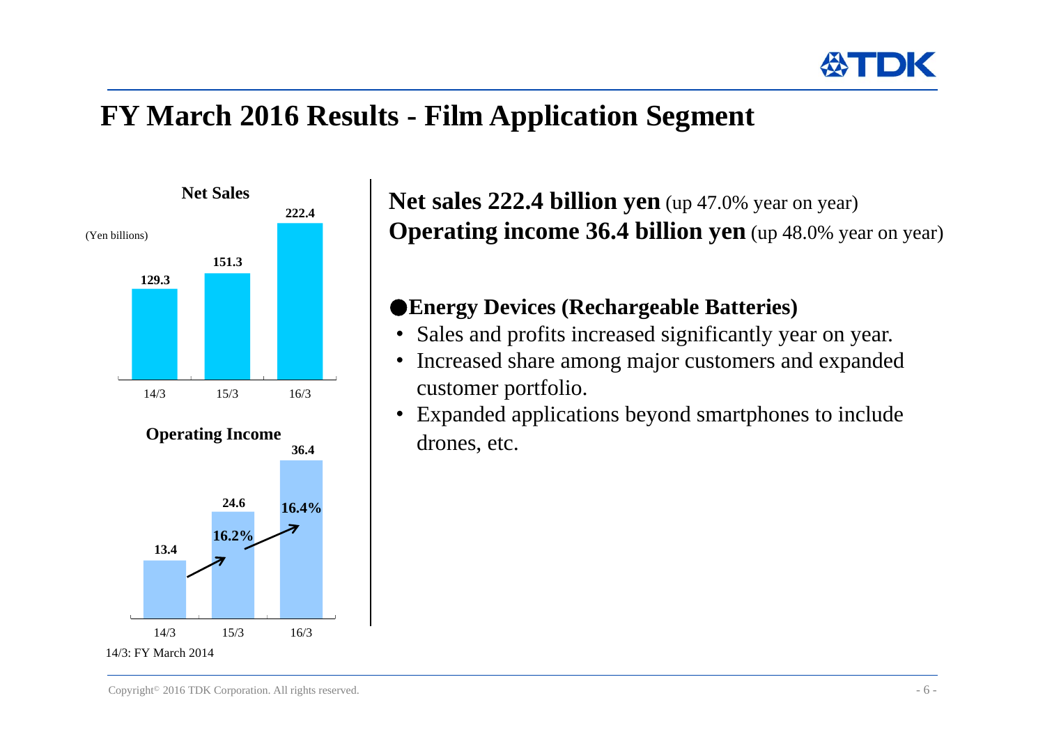# FY March 2016 Results - Film Application Segment

**Net Sales**

(Yen billions)

| | 14/3 | 15/3 | 16/3 |
|---|---|---|---|
| Net Sales | 129.3 | 151.3 | 222.4 |

**Operating Income**

| | 14/3 | 15/3 | 16/3 |
|---|---|---|---|
| Operating Income | 13.4 | 24.6 | 36.4 |
| Operating margin | | 16.2% | 16.4% |

14/3: FY March 2014

**Net sales 222.4 billion yen** (up 47.0% year on year)
**Operating income 36.4 billion yen** (up 48.0% year on year)

### ●Energy Devices (Rechargeable Batteries)

- Sales and profits increased significantly year on year.
- Increased share among major customers and expanded customer portfolio.
- Expanded applications beyond smartphones to include drones, etc.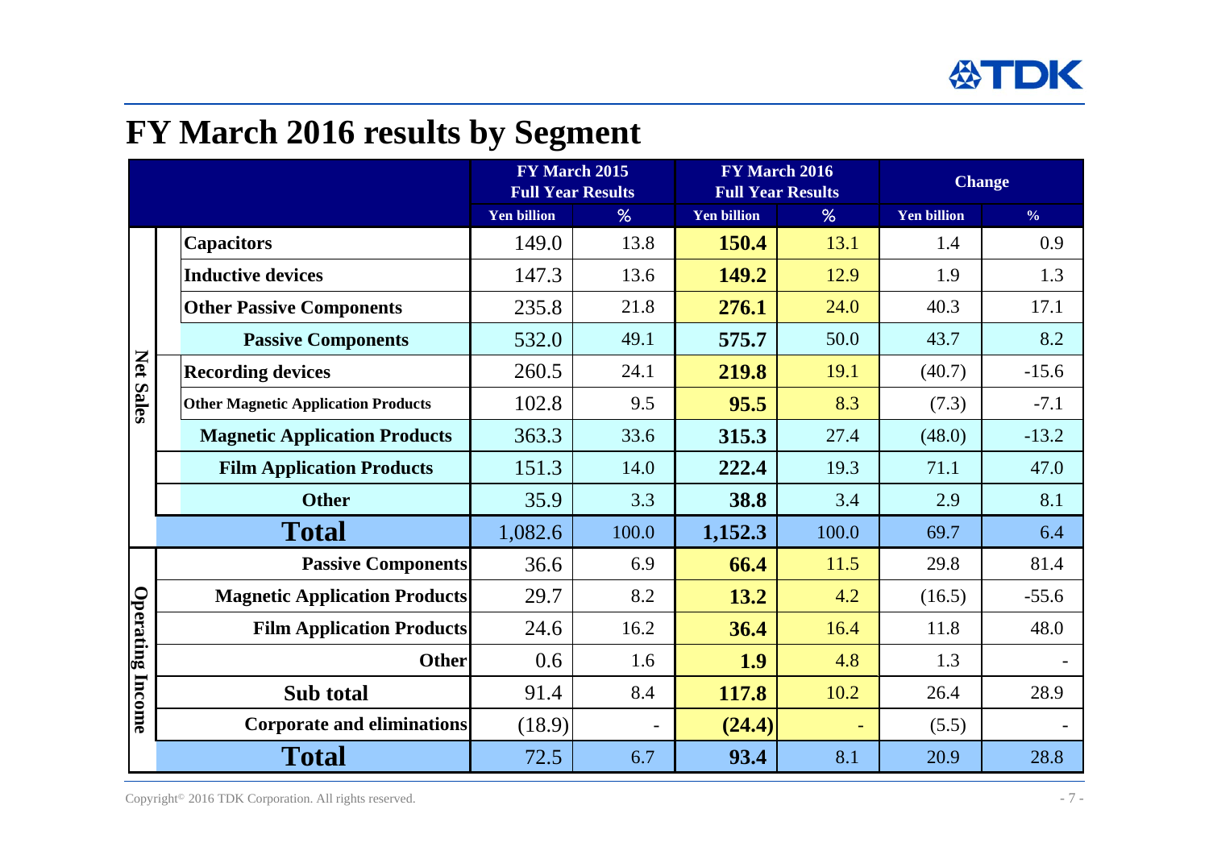# FY March 2016 results by Segment

| | | FY March 2015 Full Year Results | | FY March 2016 Full Year Results | | Change | |
|---|---|---|---|---|---|---|---|
| | | Yen billion | % | Yen billion | % | Yen billion | % |
| Net Sales | Capacitors | 149.0 | 13.8 | **150.4** | 13.1 | 1.4 | 0.9 |
| | Inductive devices | 147.3 | 13.6 | **149.2** | 12.9 | 1.9 | 1.3 |
| | Other Passive Components | 235.8 | 21.8 | **276.1** | 24.0 | 40.3 | 17.1 |
| | **Passive Components** | 532.0 | 49.1 | **575.7** | 50.0 | 43.7 | 8.2 |
| | Recording devices | 260.5 | 24.1 | **219.8** | 19.1 | (40.7) | -15.6 |
| | Other Magnetic Application Products | 102.8 | 9.5 | **95.5** | 8.3 | (7.3) | -7.1 |
| | **Magnetic Application Products** | 363.3 | 33.6 | **315.3** | 27.4 | (48.0) | -13.2 |
| | **Film Application Products** | 151.3 | 14.0 | **222.4** | 19.3 | 71.1 | 47.0 |
| | **Other** | 35.9 | 3.3 | **38.8** | 3.4 | 2.9 | 8.1 |
| | **Total** | 1,082.6 | 100.0 | **1,152.3** | 100.0 | 69.7 | 6.4 |
| Operating Income | **Passive Components** | 36.6 | 6.9 | **66.4** | 11.5 | 29.8 | 81.4 |
| | **Magnetic Application Products** | 29.7 | 8.2 | **13.2** | 4.2 | (16.5) | -55.6 |
| | **Film Application Products** | 24.6 | 16.2 | **36.4** | 16.4 | 11.8 | 48.0 |
| | **Other** | 0.6 | 1.6 | **1.9** | 4.8 | 1.3 | - |
| | **Sub total** | 91.4 | 8.4 | **117.8** | 10.2 | 26.4 | 28.9 |
| | **Corporate and eliminations** | (18.9) | - | **(24.4)** | - | (5.5) | - |
| | **Total** | 72.5 | 6.7 | **93.4** | 8.1 | 20.9 | 28.8 |

Copyright© 2016 TDK Corporation. All rights reserved.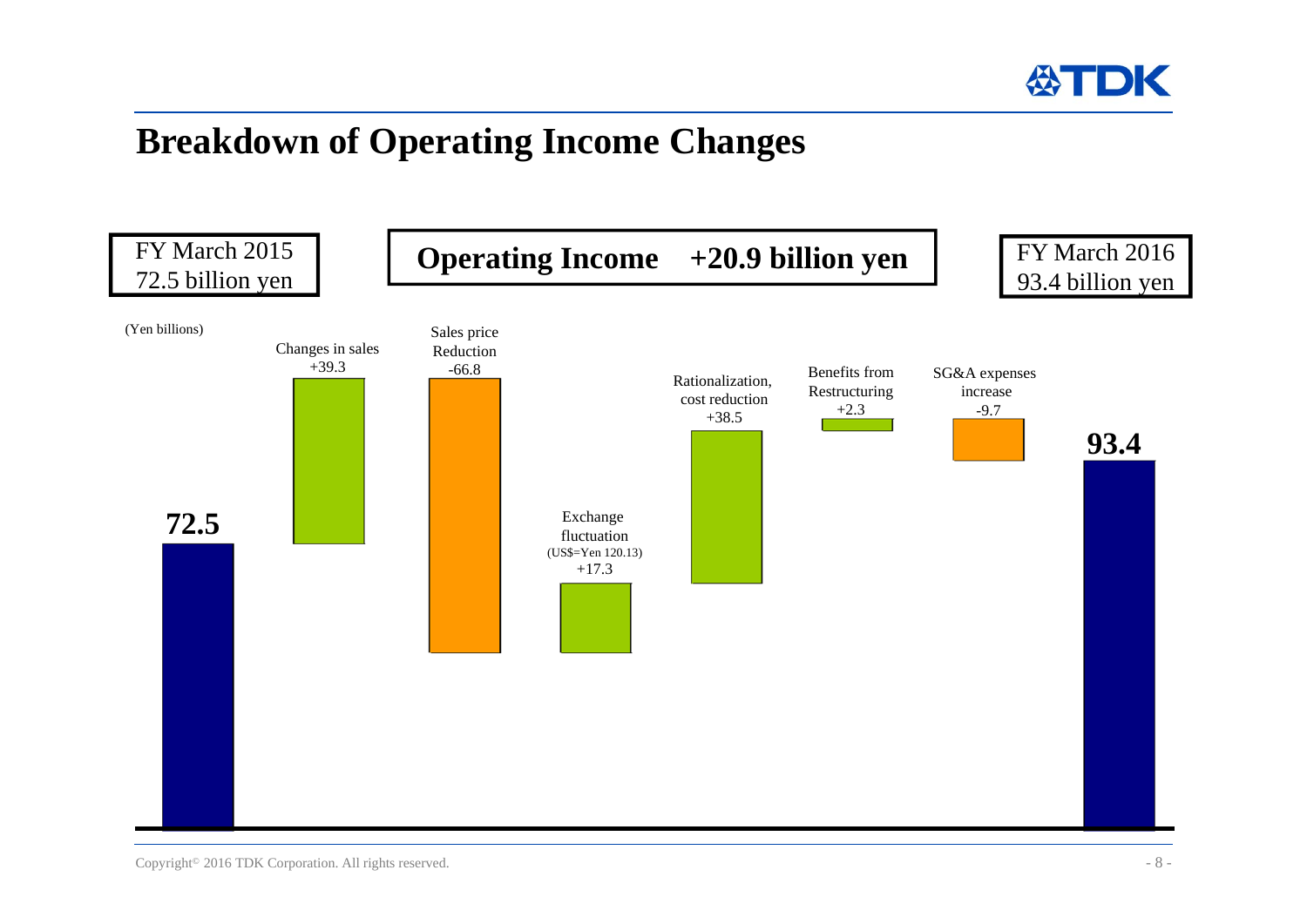# Breakdown of Operating Income Changes

FY March 2015
72.5 billion yen

**Operating Income +20.9 billion yen**

FY March 2016
93.4 billion yen

(Yen billions)

| Item | Amount |
|---|---|
| FY March 2015 | **72.5** |
| Changes in sales | +39.3 |
| Sales price Reduction | -66.8 |
| Exchange fluctuation (US$=Yen 120.13) | +17.3 |
| Rationalization, cost reduction | +38.5 |
| Benefits from Restructuring | +2.3 |
| SG&A expenses increase | -9.7 |
| FY March 2016 | **93.4** |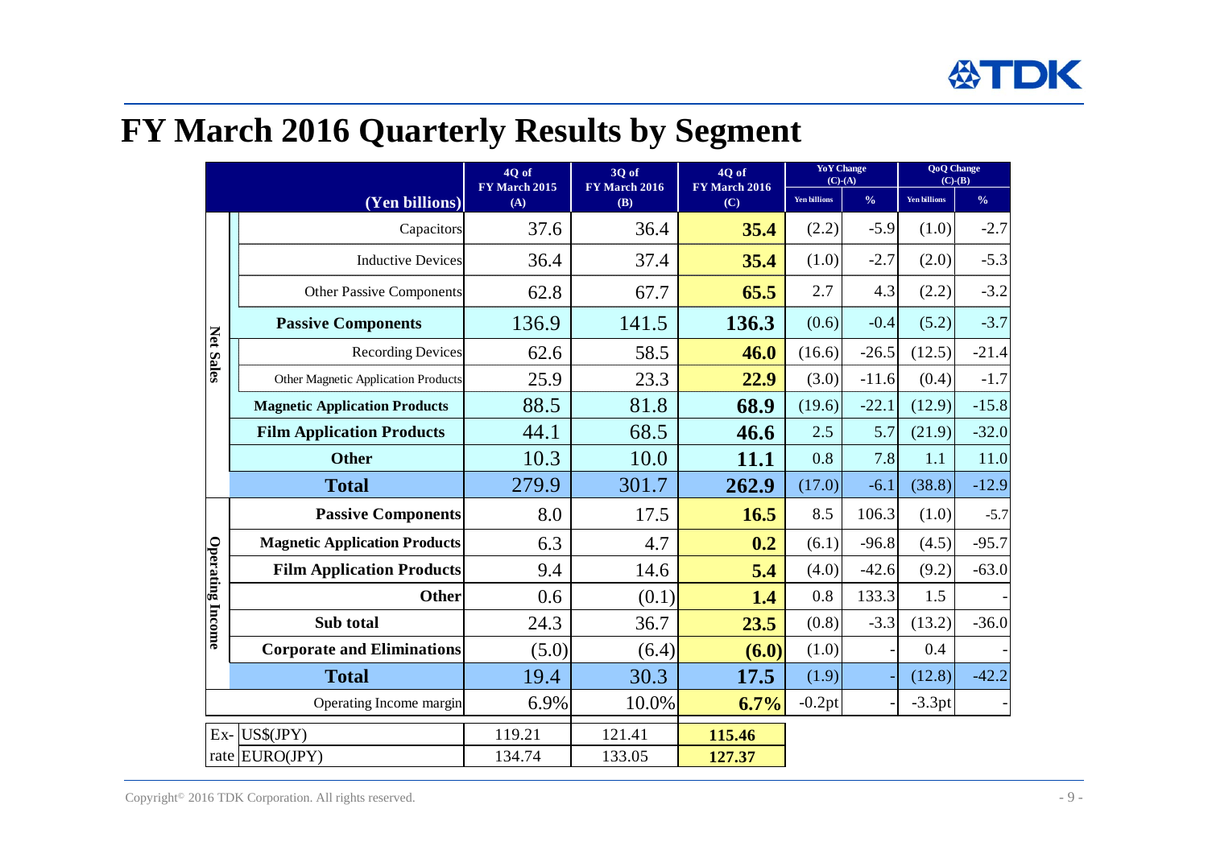# FY March 2016 Quarterly Results by Segment

| | (Yen billions) | 4Q of FY March 2015 (A) | 3Q of FY March 2016 (B) | 4Q of FY March 2016 (C) | YoY Change (C)-(A) | | QoQ Change (C)-(B) | |
|---|---|---|---|---|---|---|---|---|
| | | | | | Yen billions | % | Yen billions | % |
| Net Sales | Capacitors | 37.6 | 36.4 | **35.4** | (2.2) | -5.9 | (1.0) | -2.7 |
| | Inductive Devices | 36.4 | 37.4 | **35.4** | (1.0) | -2.7 | (2.0) | -5.3 |
| | Other Passive Components | 62.8 | 67.7 | **65.5** | 2.7 | 4.3 | (2.2) | -3.2 |
| | **Passive Components** | 136.9 | 141.5 | **136.3** | (0.6) | -0.4 | (5.2) | -3.7 |
| | Recording Devices | 62.6 | 58.5 | **46.0** | (16.6) | -26.5 | (12.5) | -21.4 |
| | Other Magnetic Application Products | 25.9 | 23.3 | **22.9** | (3.0) | -11.6 | (0.4) | -1.7 |
| | **Magnetic Application Products** | 88.5 | 81.8 | **68.9** | (19.6) | -22.1 | (12.9) | -15.8 |
| | **Film Application Products** | 44.1 | 68.5 | **46.6** | 2.5 | 5.7 | (21.9) | -32.0 |
| | **Other** | 10.3 | 10.0 | **11.1** | 0.8 | 7.8 | 1.1 | 11.0 |
| | **Total** | 279.9 | 301.7 | **262.9** | (17.0) | -6.1 | (38.8) | -12.9 |
| Operating Income | **Passive Components** | 8.0 | 17.5 | **16.5** | 8.5 | 106.3 | (1.0) | -5.7 |
| | **Magnetic Application Products** | 6.3 | 4.7 | **0.2** | (6.1) | -96.8 | (4.5) | -95.7 |
| | **Film Application Products** | 9.4 | 14.6 | **5.4** | (4.0) | -42.6 | (9.2) | -63.0 |
| | **Other** | 0.6 | (0.1) | **1.4** | 0.8 | 133.3 | 1.5 | - |
| | **Sub total** | 24.3 | 36.7 | **23.5** | (0.8) | -3.3 | (13.2) | -36.0 |
| | **Corporate and Eliminations** | (5.0) | (6.4) | **(6.0)** | (1.0) | - | 0.4 | - |
| | **Total** | 19.4 | 30.3 | **17.5** | (1.9) | - | (12.8) | -42.2 |
| | Operating Income margin | 6.9% | 10.0% | **6.7%** | -0.2pt | - | -3.3pt | - |

| Ex-rate | | | | |
|---|---|---|---|---|
| | US$(JPY) | 119.21 | 121.41 | **115.46** |
| | EURO(JPY) | 134.74 | 133.05 | **127.37** |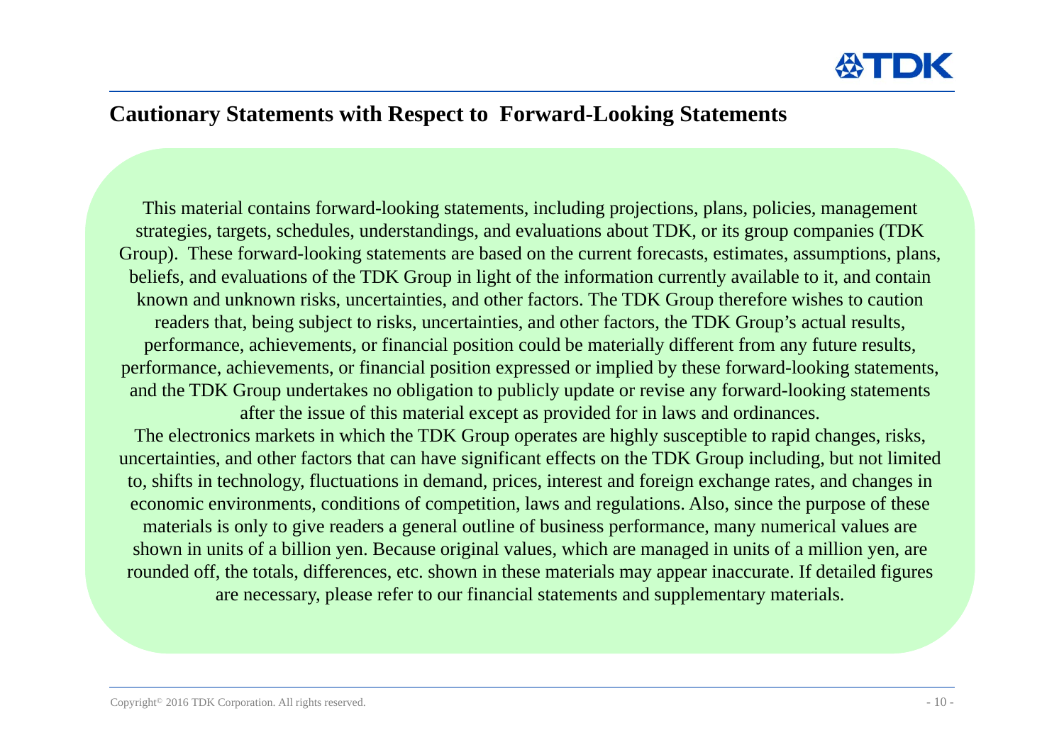## Cautionary Statements with Respect to Forward-Looking Statements

This material contains forward-looking statements, including projections, plans, policies, management strategies, targets, schedules, understandings, and evaluations about TDK, or its group companies (TDK Group). These forward-looking statements are based on the current forecasts, estimates, assumptions, plans, beliefs, and evaluations of the TDK Group in light of the information currently available to it, and contain known and unknown risks, uncertainties, and other factors. The TDK Group therefore wishes to caution readers that, being subject to risks, uncertainties, and other factors, the TDK Group's actual results, performance, achievements, or financial position could be materially different from any future results, performance, achievements, or financial position expressed or implied by these forward-looking statements, and the TDK Group undertakes no obligation to publicly update or revise any forward-looking statements after the issue of this material except as provided for in laws and ordinances.

The electronics markets in which the TDK Group operates are highly susceptible to rapid changes, risks, uncertainties, and other factors that can have significant effects on the TDK Group including, but not limited to, shifts in technology, fluctuations in demand, prices, interest and foreign exchange rates, and changes in economic environments, conditions of competition, laws and regulations. Also, since the purpose of these materials is only to give readers a general outline of business performance, many numerical values are shown in units of a billion yen. Because original values, which are managed in units of a million yen, are rounded off, the totals, differences, etc. shown in these materials may appear inaccurate. If detailed figures are necessary, please refer to our financial statements and supplementary materials.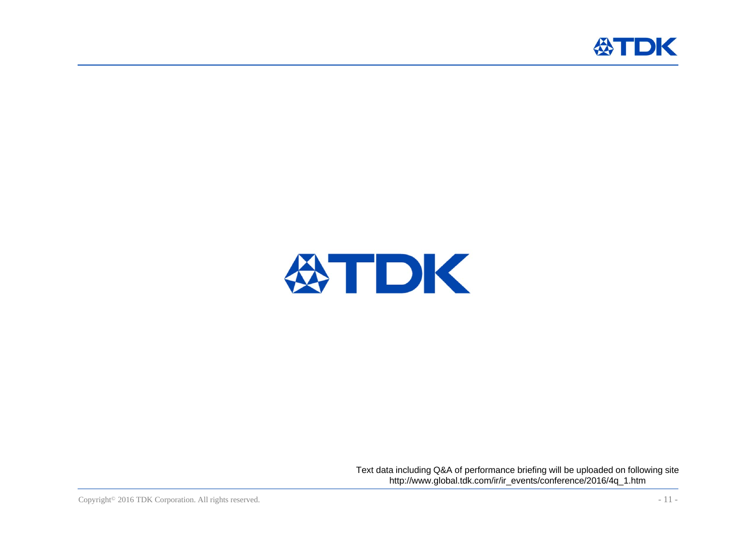TDK

Text data including Q&A of performance briefing will be uploaded on following site
http://www.global.tdk.com/ir/ir_events/conference/2016/4q_1.htm